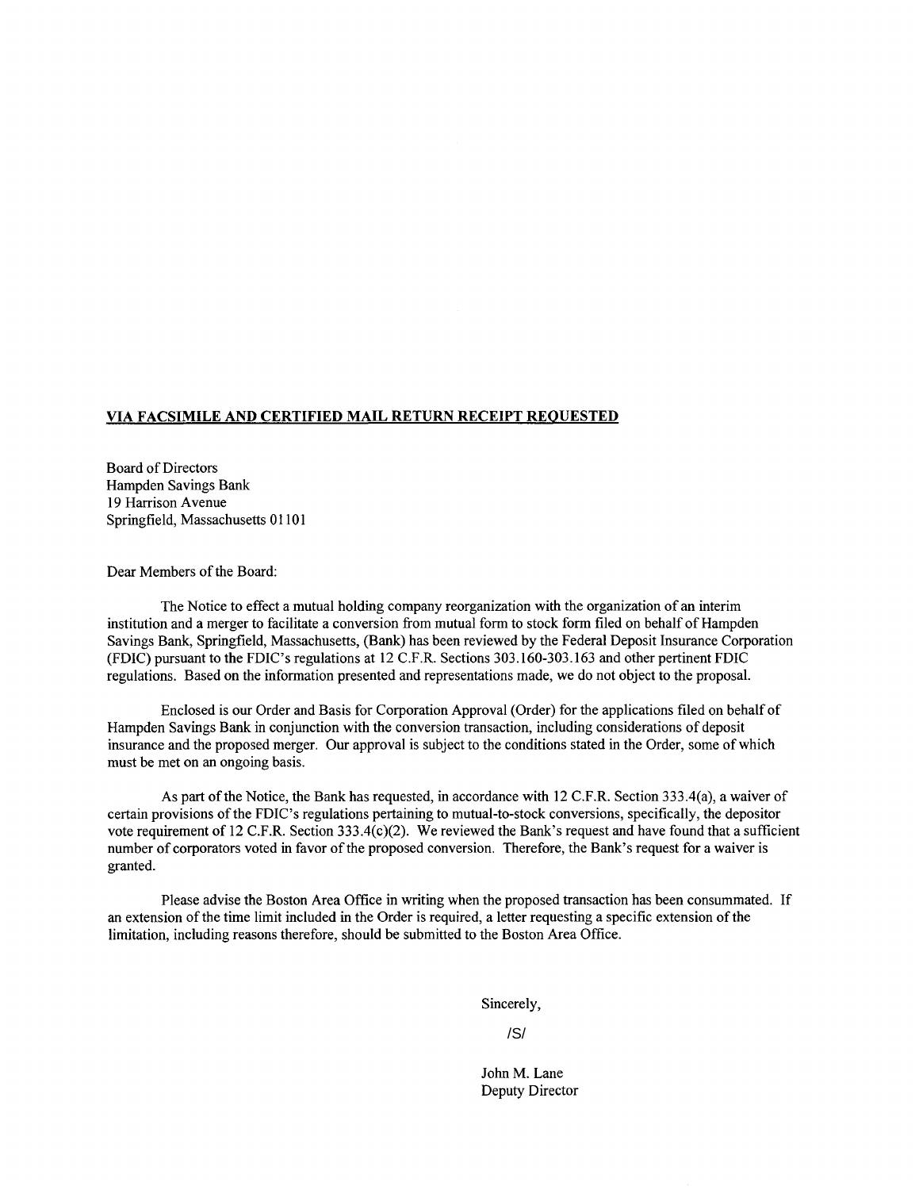**VIA FACSIMILE AND CERTIFIED MAIL RETURN RECEIPT REQUESTED**

Board of Directors
Hampden Savings Bank
19 Harrison Avenue
Springfield, Massachusetts 01101

Dear Members of the Board:

The Notice to effect a mutual holding company reorganization with the organization of an interim institution and a merger to facilitate a conversion from mutual form to stock form filed on behalf of Hampden Savings Bank, Springfield, Massachusetts, (Bank) has been reviewed by the Federal Deposit Insurance Corporation (FDIC) pursuant to the FDIC's regulations at 12 C.F.R. Sections 303.160-303.163 and other pertinent FDIC regulations. Based on the information presented and representations made, we do not object to the proposal.

Enclosed is our Order and Basis for Corporation Approval (Order) for the applications filed on behalf of Hampden Savings Bank in conjunction with the conversion transaction, including considerations of deposit insurance and the proposed merger. Our approval is subject to the conditions stated in the Order, some of which must be met on an ongoing basis.

As part of the Notice, the Bank has requested, in accordance with 12 C.F.R. Section 333.4(a), a waiver of certain provisions of the FDIC's regulations pertaining to mutual-to-stock conversions, specifically, the depositor vote requirement of 12 C.F.R. Section 333.4(c)(2). We reviewed the Bank's request and have found that a sufficient number of corporators voted in favor of the proposed conversion. Therefore, the Bank's request for a waiver is granted.

Please advise the Boston Area Office in writing when the proposed transaction has been consummated. If an extension of the time limit included in the Order is required, a letter requesting a specific extension of the limitation, including reasons therefore, should be submitted to the Boston Area Office.

Sincerely,

/S/

John M. Lane
Deputy Director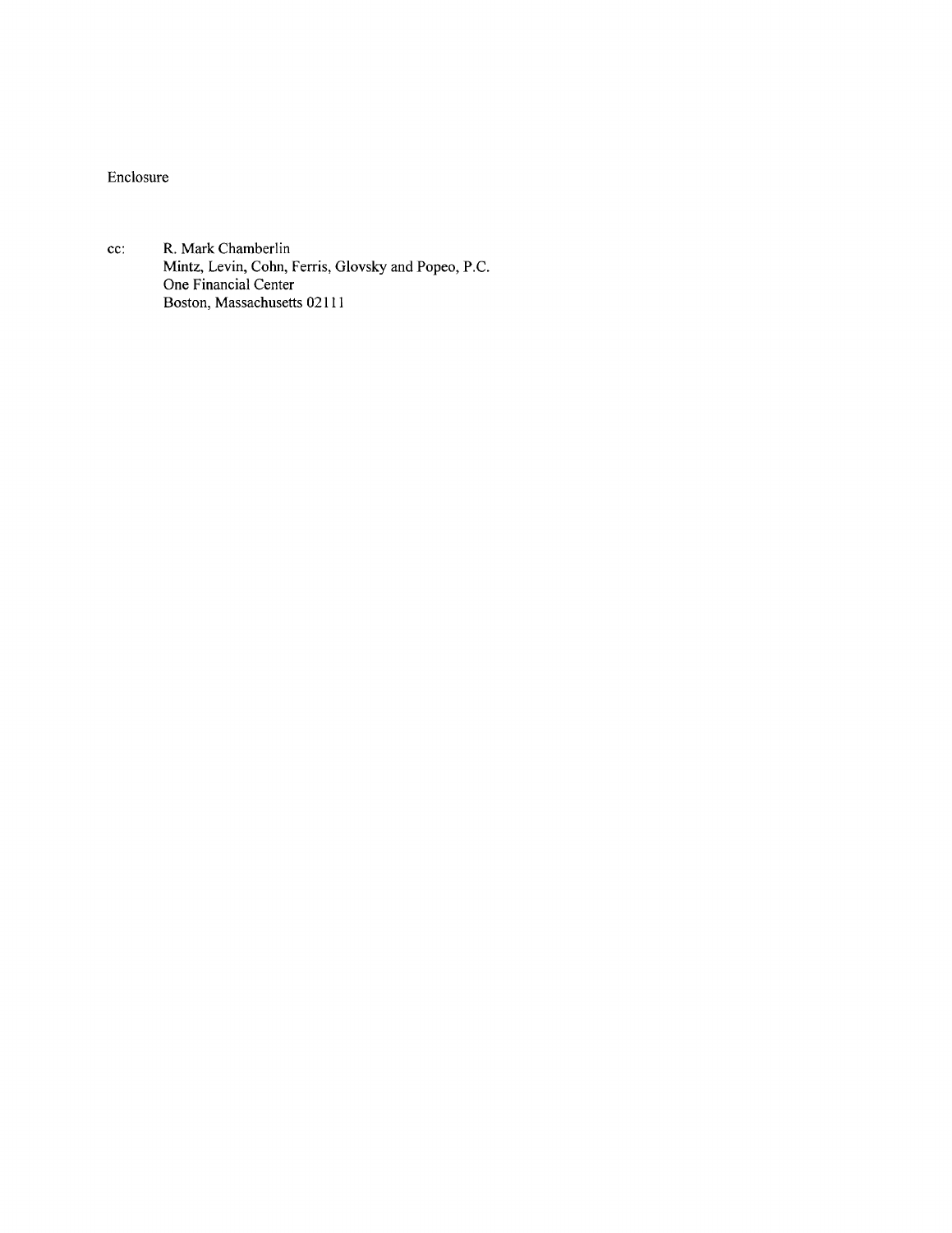Enclosure

cc: R. Mark Chamberlin
Mintz, Levin, Cohn, Ferris, Glovsky and Popeo, P.C.
One Financial Center
Boston, Massachusetts 02111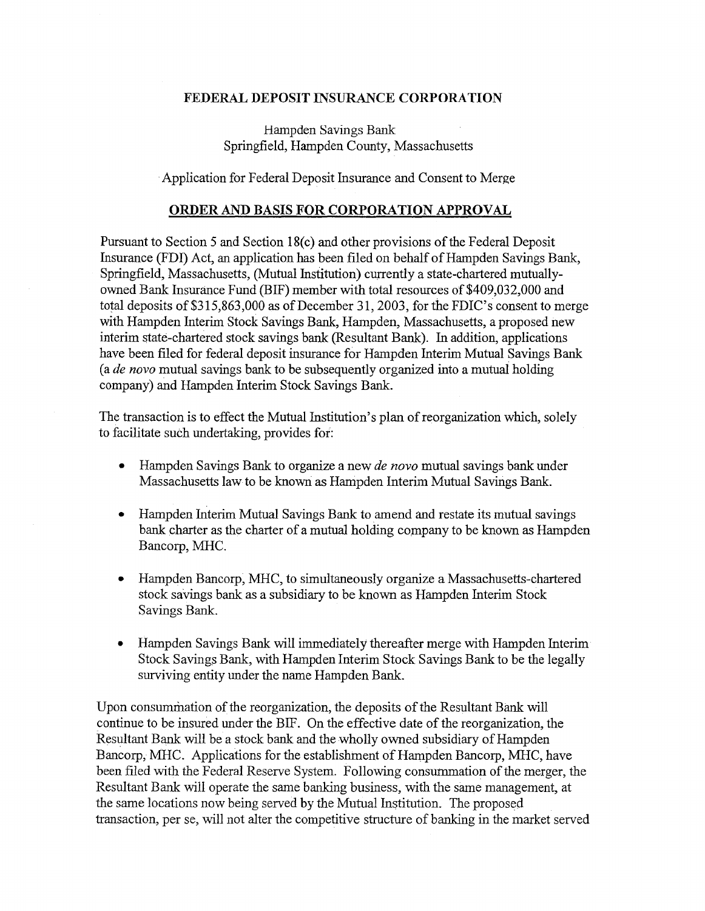**FEDERAL DEPOSIT INSURANCE CORPORATION**

Hampden Savings Bank
Springfield, Hampden County, Massachusetts

Application for Federal Deposit Insurance and Consent to Merge

## ORDER AND BASIS FOR CORPORATION APPROVAL

Pursuant to Section 5 and Section 18(c) and other provisions of the Federal Deposit Insurance (FDI) Act, an application has been filed on behalf of Hampden Savings Bank, Springfield, Massachusetts, (Mutual Institution) currently a state-chartered mutually-owned Bank Insurance Fund (BIF) member with total resources of $409,032,000 and total deposits of $315,863,000 as of December 31, 2003, for the FDIC's consent to merge with Hampden Interim Stock Savings Bank, Hampden, Massachusetts, a proposed new interim state-chartered stock savings bank (Resultant Bank). In addition, applications have been filed for federal deposit insurance for Hampden Interim Mutual Savings Bank (a *de novo* mutual savings bank to be subsequently organized into a mutual holding company) and Hampden Interim Stock Savings Bank.

The transaction is to effect the Mutual Institution's plan of reorganization which, solely to facilitate such undertaking, provides for:

- Hampden Savings Bank to organize a new *de novo* mutual savings bank under Massachusetts law to be known as Hampden Interim Mutual Savings Bank.
- Hampden Interim Mutual Savings Bank to amend and restate its mutual savings bank charter as the charter of a mutual holding company to be known as Hampden Bancorp, MHC.
- Hampden Bancorp, MHC, to simultaneously organize a Massachusetts-chartered stock savings bank as a subsidiary to be known as Hampden Interim Stock Savings Bank.
- Hampden Savings Bank will immediately thereafter merge with Hampden Interim Stock Savings Bank, with Hampden Interim Stock Savings Bank to be the legally surviving entity under the name Hampden Bank.

Upon consummation of the reorganization, the deposits of the Resultant Bank will continue to be insured under the BIF. On the effective date of the reorganization, the Resultant Bank will be a stock bank and the wholly owned subsidiary of Hampden Bancorp, MHC. Applications for the establishment of Hampden Bancorp, MHC, have been filed with the Federal Reserve System. Following consummation of the merger, the Resultant Bank will operate the same banking business, with the same management, at the same locations now being served by the Mutual Institution. The proposed transaction, per se, will not alter the competitive structure of banking in the market served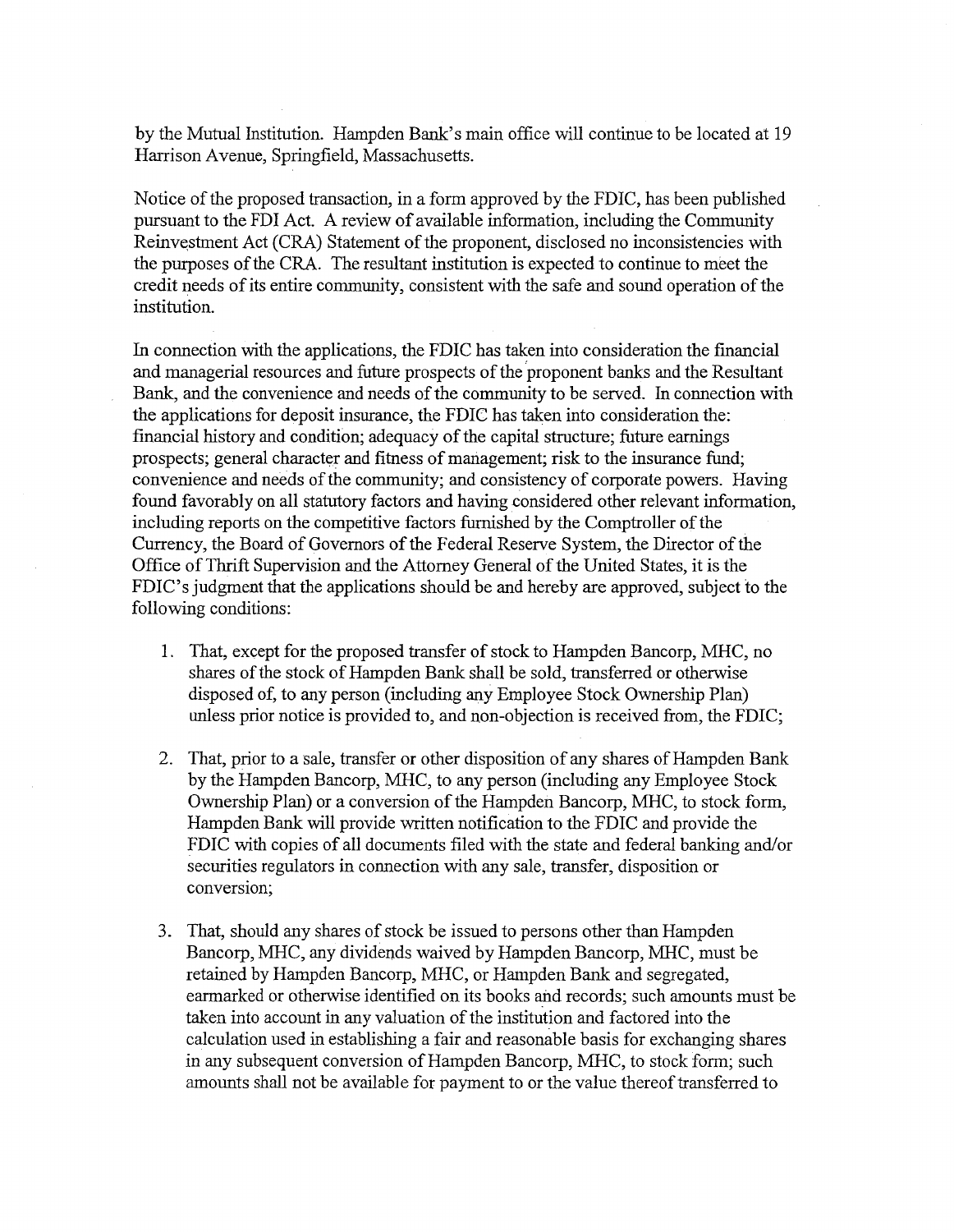by the Mutual Institution. Hampden Bank's main office will continue to be located at 19 Harrison Avenue, Springfield, Massachusetts.

Notice of the proposed transaction, in a form approved by the FDIC, has been published pursuant to the FDI Act. A review of available information, including the Community Reinvestment Act (CRA) Statement of the proponent, disclosed no inconsistencies with the purposes of the CRA. The resultant institution is expected to continue to meet the credit needs of its entire community, consistent with the safe and sound operation of the institution.

In connection with the applications, the FDIC has taken into consideration the financial and managerial resources and future prospects of the proponent banks and the Resultant Bank, and the convenience and needs of the community to be served. In connection with the applications for deposit insurance, the FDIC has taken into consideration the: financial history and condition; adequacy of the capital structure; future earnings prospects; general character and fitness of management; risk to the insurance fund; convenience and needs of the community; and consistency of corporate powers. Having found favorably on all statutory factors and having considered other relevant information, including reports on the competitive factors furnished by the Comptroller of the Currency, the Board of Governors of the Federal Reserve System, the Director of the Office of Thrift Supervision and the Attorney General of the United States, it is the FDIC's judgment that the applications should be and hereby are approved, subject to the following conditions:

1. That, except for the proposed transfer of stock to Hampden Bancorp, MHC, no shares of the stock of Hampden Bank shall be sold, transferred or otherwise disposed of, to any person (including any Employee Stock Ownership Plan) unless prior notice is provided to, and non-objection is received from, the FDIC;

2. That, prior to a sale, transfer or other disposition of any shares of Hampden Bank by the Hampden Bancorp, MHC, to any person (including any Employee Stock Ownership Plan) or a conversion of the Hampden Bancorp, MHC, to stock form, Hampden Bank will provide written notification to the FDIC and provide the FDIC with copies of all documents filed with the state and federal banking and/or securities regulators in connection with any sale, transfer, disposition or conversion;

3. That, should any shares of stock be issued to persons other than Hampden Bancorp, MHC, any dividends waived by Hampden Bancorp, MHC, must be retained by Hampden Bancorp, MHC, or Hampden Bank and segregated, earmarked or otherwise identified on its books and records; such amounts must be taken into account in any valuation of the institution and factored into the calculation used in establishing a fair and reasonable basis for exchanging shares in any subsequent conversion of Hampden Bancorp, MHC, to stock form; such amounts shall not be available for payment to or the value thereof transferred to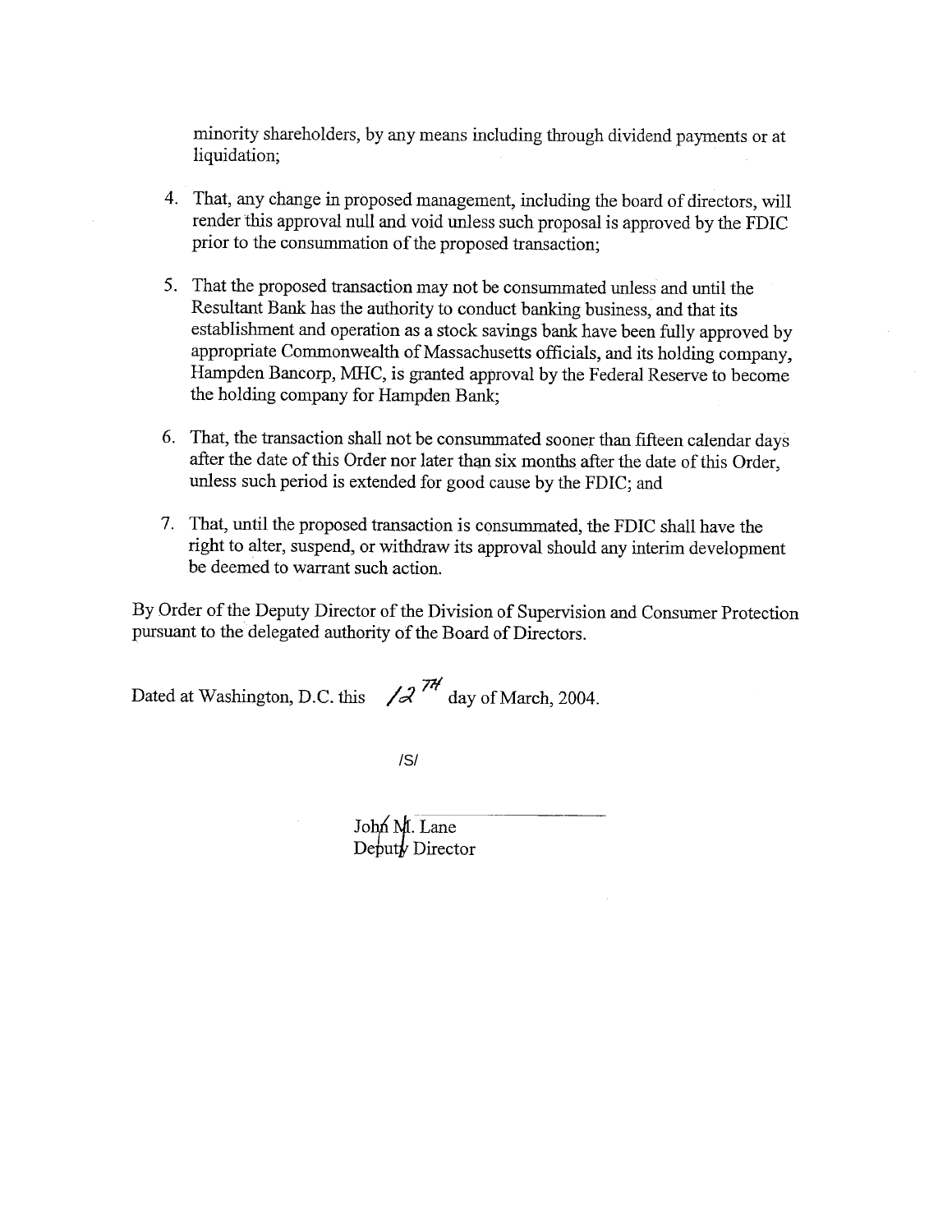minority shareholders, by any means including through dividend payments or at liquidation;

4. That, any change in proposed management, including the board of directors, will render this approval null and void unless such proposal is approved by the FDIC prior to the consummation of the proposed transaction;

5. That the proposed transaction may not be consummated unless and until the Resultant Bank has the authority to conduct banking business, and that its establishment and operation as a stock savings bank have been fully approved by appropriate Commonwealth of Massachusetts officials, and its holding company, Hampden Bancorp, MHC, is granted approval by the Federal Reserve to become the holding company for Hampden Bank;

6. That, the transaction shall not be consummated sooner than fifteen calendar days after the date of this Order nor later than six months after the date of this Order, unless such period is extended for good cause by the FDIC; and

7. That, until the proposed transaction is consummated, the FDIC shall have the right to alter, suspend, or withdraw its approval should any interim development be deemed to warrant such action.

By Order of the Deputy Director of the Division of Supervision and Consumer Protection pursuant to the delegated authority of the Board of Directors.

Dated at Washington, D.C. this 12TH day of March, 2004.

/S/

John M. Lane
Deputy Director